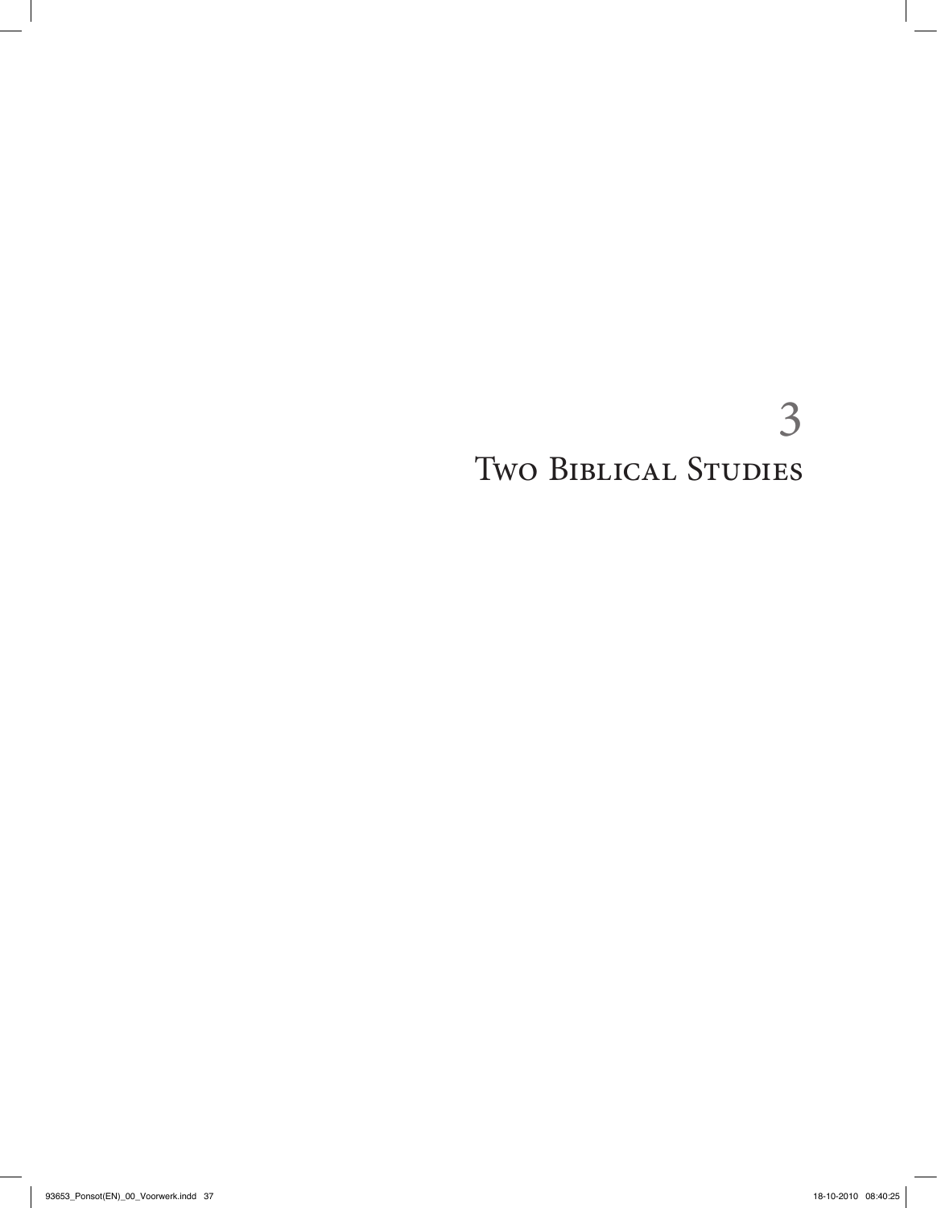# 3
# Two Biblical Studies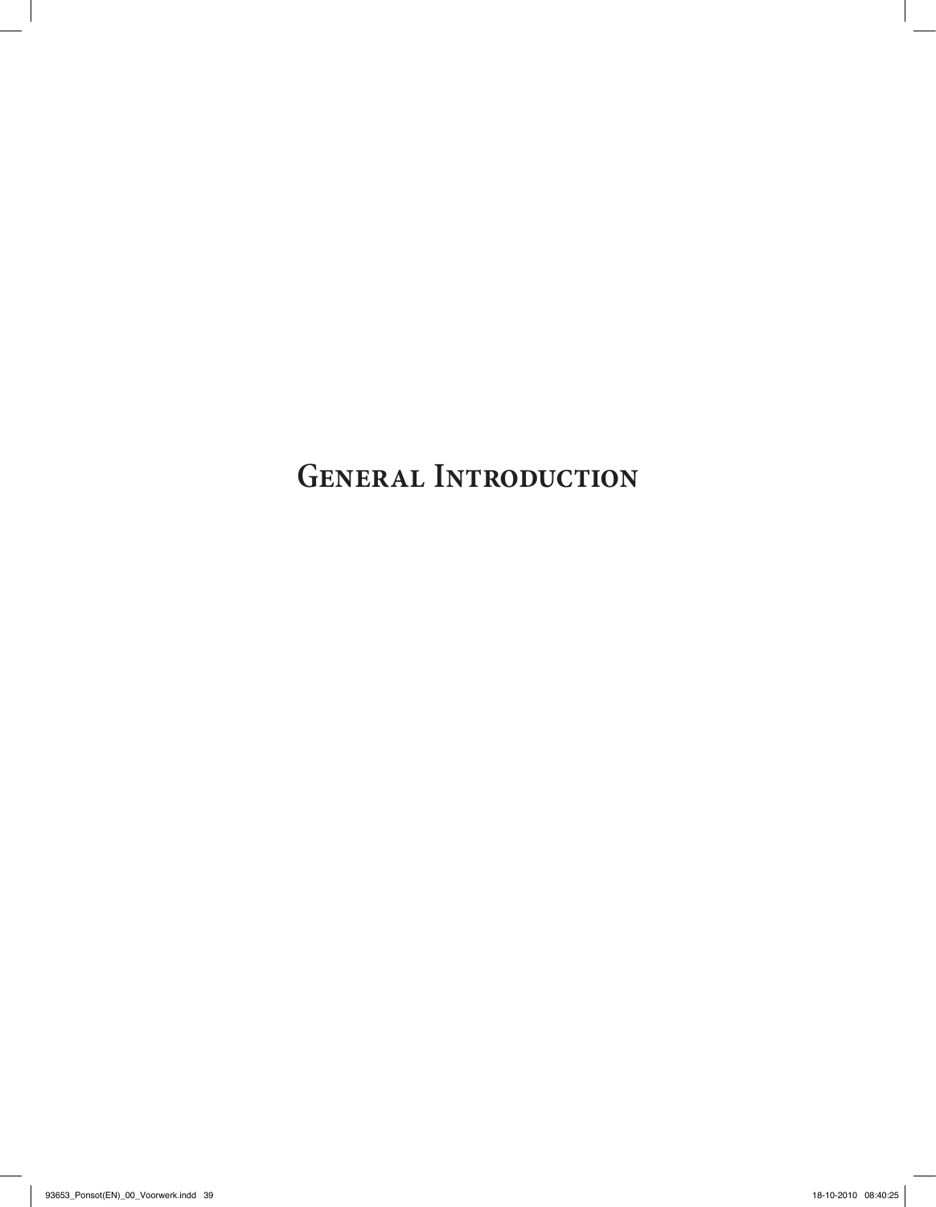# General Introduction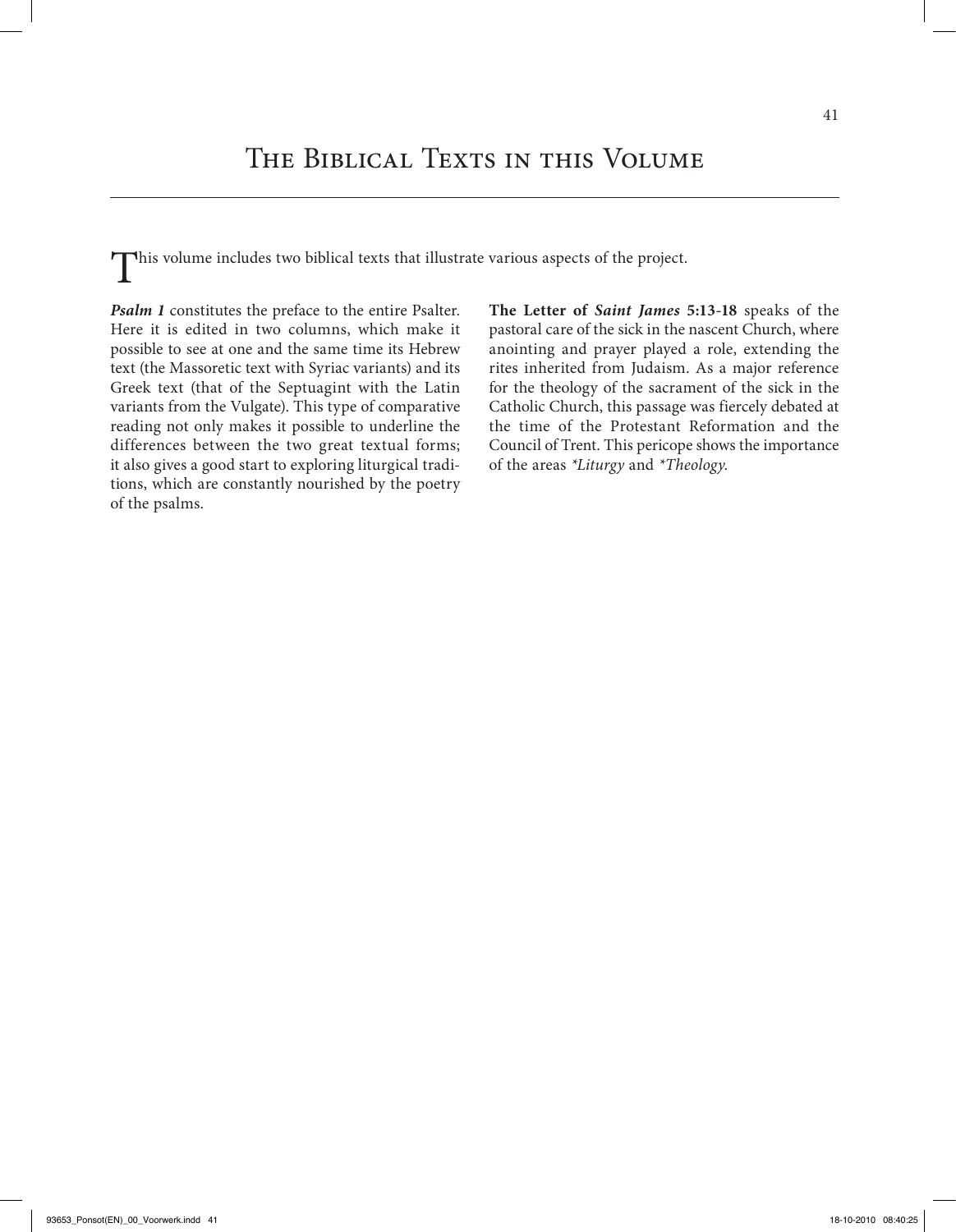# The Biblical Texts in this Volume

This volume includes two biblical texts that illustrate various aspects of the project.

***Psalm 1*** constitutes the preface to the entire Psalter. Here it is edited in two columns, which make it possible to see at one and the same time its Hebrew text (the Massoretic text with Syriac variants) and its Greek text (that of the Septuagint with the Latin variants from the Vulgate). This type of comparative reading not only makes it possible to underline the differences between the two great textual forms; it also gives a good start to exploring liturgical traditions, which are constantly nourished by the poetry of the psalms.

**The Letter of *Saint James* 5:13-18** speaks of the pastoral care of the sick in the nascent Church, where anointing and prayer played a role, extending the rites inherited from Judaism. As a major reference for the theology of the sacrament of the sick in the Catholic Church, this passage was fiercely debated at the time of the Protestant Reformation and the Council of Trent. This pericope shows the importance of the areas *\*Liturgy* and *\*Theology*.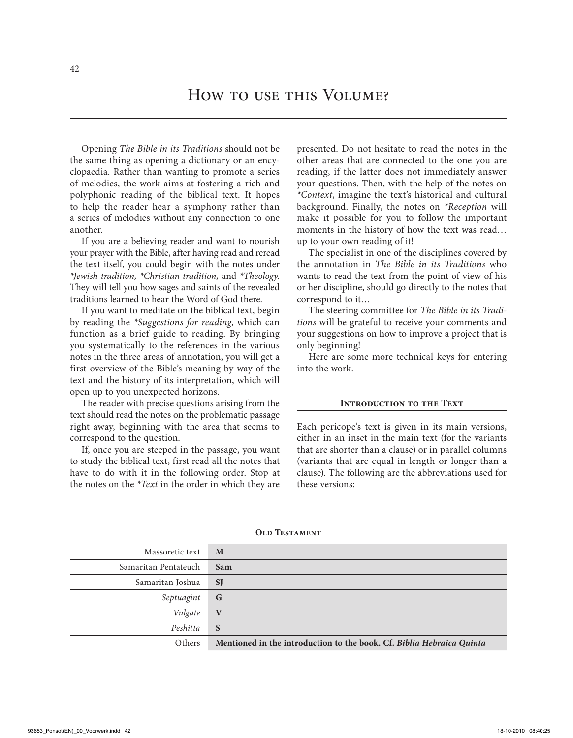# How to use this Volume?

Opening *The Bible in its Traditions* should not be the same thing as opening a dictionary or an encyclopaedia. Rather than wanting to promote a series of melodies, the work aims at fostering a rich and polyphonic reading of the biblical text. It hopes to help the reader hear a symphony rather than a series of melodies without any connection to one another.

If you are a believing reader and want to nourish your prayer with the Bible, after having read and reread the text itself, you could begin with the notes under *\*Jewish tradition, \*Christian tradition,* and *\*Theology*. They will tell you how sages and saints of the revealed traditions learned to hear the Word of God there.

If you want to meditate on the biblical text, begin by reading the *\*Suggestions for reading*, which can function as a brief guide to reading. By bringing you systematically to the references in the various notes in the three areas of annotation, you will get a first overview of the Bible's meaning by way of the text and the history of its interpretation, which will open up to you unexpected horizons.

The reader with precise questions arising from the text should read the notes on the problematic passage right away, beginning with the area that seems to correspond to the question.

If, once you are steeped in the passage, you want to study the biblical text, first read all the notes that have to do with it in the following order. Stop at the notes on the *\*Text* in the order in which they are presented. Do not hesitate to read the notes in the other areas that are connected to the one you are reading, if the latter does not immediately answer your questions. Then, with the help of the notes on *\*Context*, imagine the text's historical and cultural background. Finally, the notes on *\*Reception* will make it possible for you to follow the important moments in the history of how the text was read… up to your own reading of it!

The specialist in one of the disciplines covered by the annotation in *The Bible in its Traditions* who wants to read the text from the point of view of his or her discipline, should go directly to the notes that correspond to it…

The steering committee for *The Bible in its Traditions* will be grateful to receive your comments and your suggestions on how to improve a project that is only beginning!

Here are some more technical keys for entering into the work.

### Introduction to the Text

Each pericope's text is given in its main versions, either in an inset in the main text (for the variants that are shorter than a clause) or in parallel columns (variants that are equal in length or longer than a clause). The following are the abbreviations used for these versions:

**Old Testament**

| | |
|---|---|
| Massoretic text | **M** |
| Samaritan Pentateuch | **Sam** |
| Samaritan Joshua | **SJ** |
| *Septuagint* | **G** |
| *Vulgate* | **V** |
| *Peshitta* | **S** |
| Others | **Mentioned in the introduction to the book. Cf. *Biblia Hebraica Quinta*** |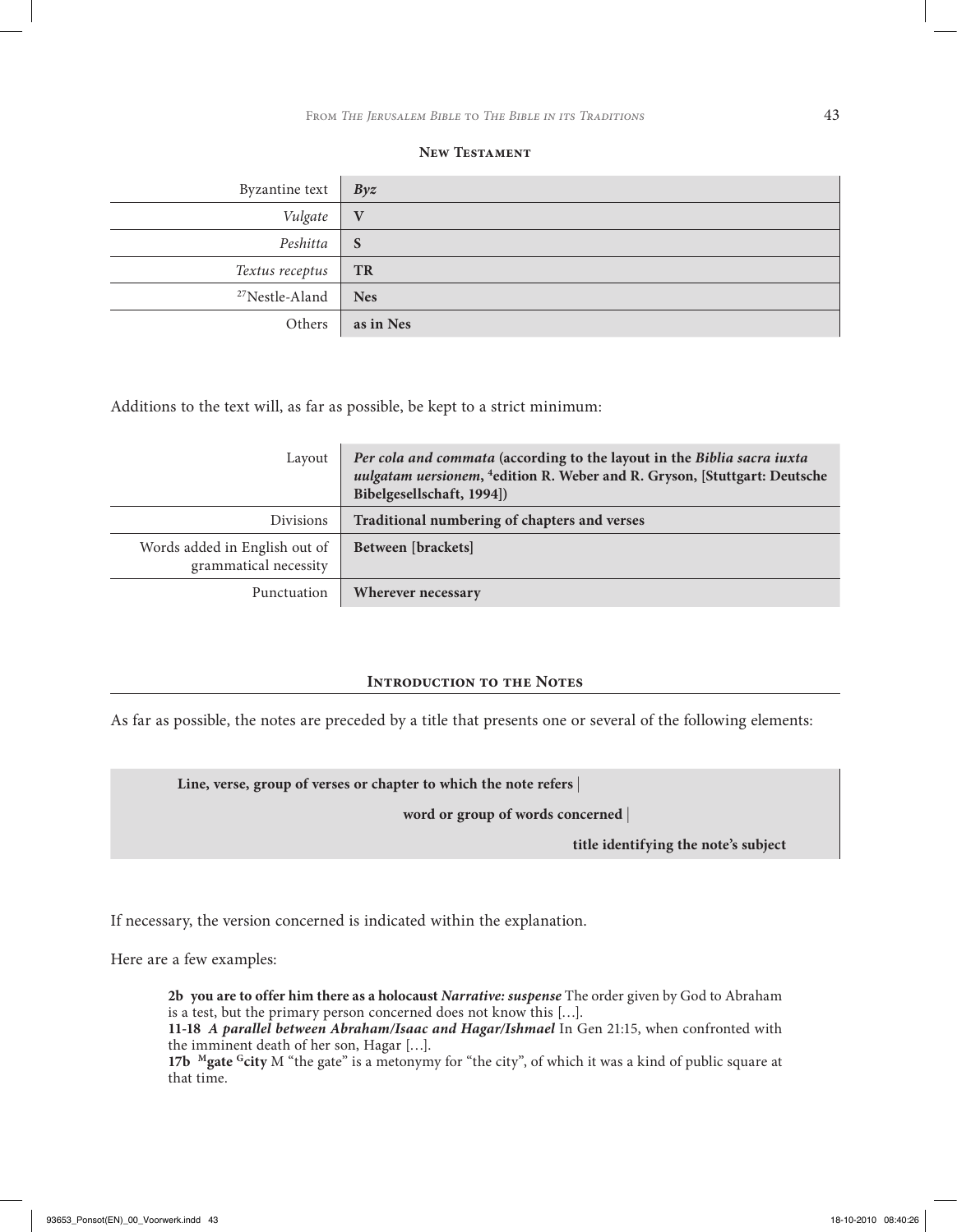### New Testament

| | |
|---|---|
| Byzantine text | ***Byz*** |
| *Vulgate* | **V** |
| *Peshitta* | **S** |
| *Textus receptus* | **TR** |
| [27]Nestle-Aland | **Nes** |
| Others | **as in Nes** |

Additions to the text will, as far as possible, be kept to a strict minimum:

| | |
|---|---|
| Layout | ***Per cola and commata* (according to the layout in the *Biblia sacra iuxta uulgatam uersionem*, [4]edition R. Weber and R. Gryson, [Stuttgart: Deutsche Bibelgesellschaft, 1994])** |
| Divisions | **Traditional numbering of chapters and verses** |
| Words added in English out of grammatical necessity | **Between [brackets]** |
| Punctuation | **Wherever necessary** |

### Introduction to the Notes

As far as possible, the notes are preceded by a title that presents one or several of the following elements:

> **Line, verse, group of verses or chapter to which the note refers** |
>
> **word or group of words concerned** |
>
> **title identifying the note's subject**

If necessary, the version concerned is indicated within the explanation.

Here are a few examples:

> **2b you are to offer him there as a holocaust** ***Narrative: suspense*** The order given by God to Abraham is a test, but the primary person concerned does not know this […].
> **11-18** ***A parallel between Abraham/Isaac and Hagar/Ishmael*** In Gen 21:15, when confronted with the imminent death of her son, Hagar […].
> **17b** $^{M}$**gate** $^{G}$**city** M "the gate" is a metonymy for "the city", of which it was a kind of public square at that time.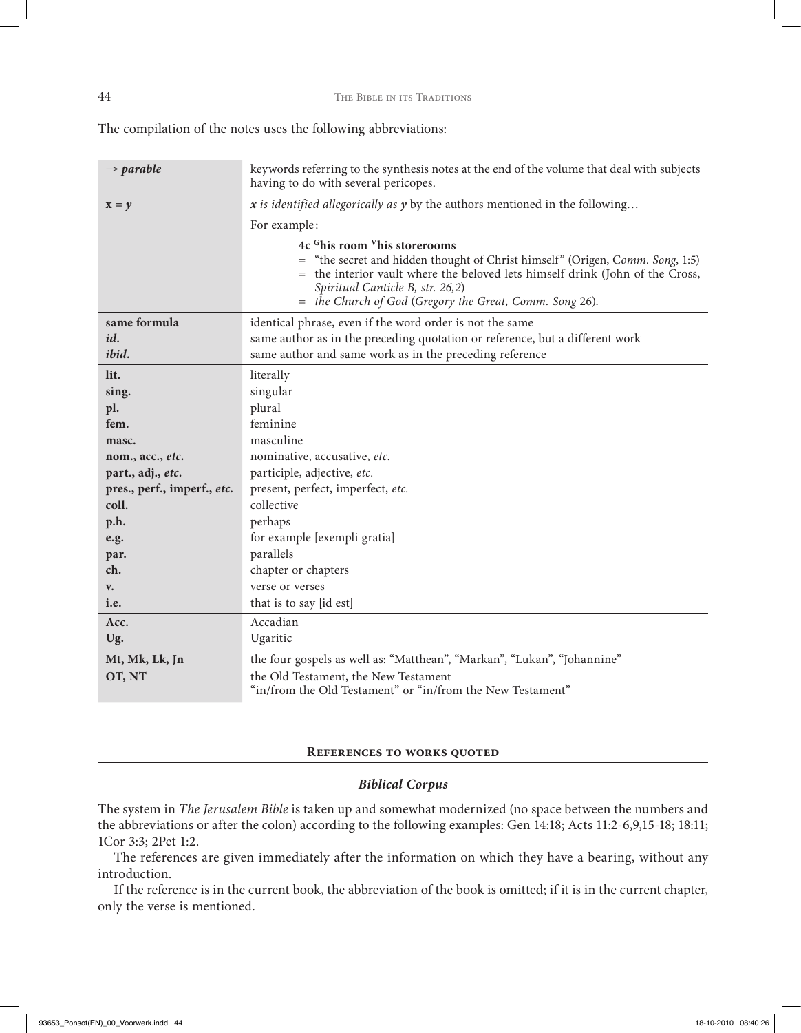The compilation of the notes uses the following abbreviations:

| | |
|---|---|
| → *parable* | keywords referring to the synthesis notes at the end of the volume that deal with subjects having to do with several pericopes. |
| x = *y* | ***x*** *is identified allegorically as* ***y*** by the authors mentioned in the following… |
| | For example: |
| | **4c** [G]**his room** [V]**his storerooms** |
| | = "the secret and hidden thought of Christ himself" (Origen, *Comm. Song*, 1:5) |
| | = the interior vault where the beloved lets himself drink (John of the Cross, *Spiritual Canticle B, str. 26,2*) |
| | = *the Church of God* (*Gregory the Great, Comm. Song* 26). |
| **same formula** | identical phrase, even if the word order is not the same |
| ***id.*** | same author as in the preceding quotation or reference, but a different work |
| ***ibid.*** | same author and same work as in the preceding reference |
| **lit.** | literally |
| **sing.** | singular |
| **pl.** | plural |
| **fem.** | feminine |
| **masc.** | masculine |
| **nom., acc., *etc.*** | nominative, accusative, *etc.* |
| **part., adj., *etc.*** | participle, adjective, *etc.* |
| **pres., perf., imperf., *etc.*** | present, perfect, imperfect, *etc.* |
| **coll.** | collective |
| **p.h.** | perhaps |
| **e.g.** | for example [exempli gratia] |
| **par.** | parallels |
| **ch.** | chapter or chapters |
| **v.** | verse or verses |
| **i.e.** | that is to say [id est] |
| **Acc.** | Accadian |
| **Ug.** | Ugaritic |
| **Mt, Mk, Lk, Jn** | the four gospels as well as: "Matthean", "Markan", "Lukan", "Johannine" |
| **OT, NT** | the Old Testament, the New Testament<br>"in/from the Old Testament" or "in/from the New Testament" |

## References to works quoted

### *Biblical Corpus*

The system in *The Jerusalem Bible* is taken up and somewhat modernized (no space between the numbers and the abbreviations or after the colon) according to the following examples: Gen 14:18; Acts 11:2-6,9,15-18; 18:11; 1Cor 3:3; 2Pet 1:2.

The references are given immediately after the information on which they have a bearing, without any introduction.

If the reference is in the current book, the abbreviation of the book is omitted; if it is in the current chapter, only the verse is mentioned.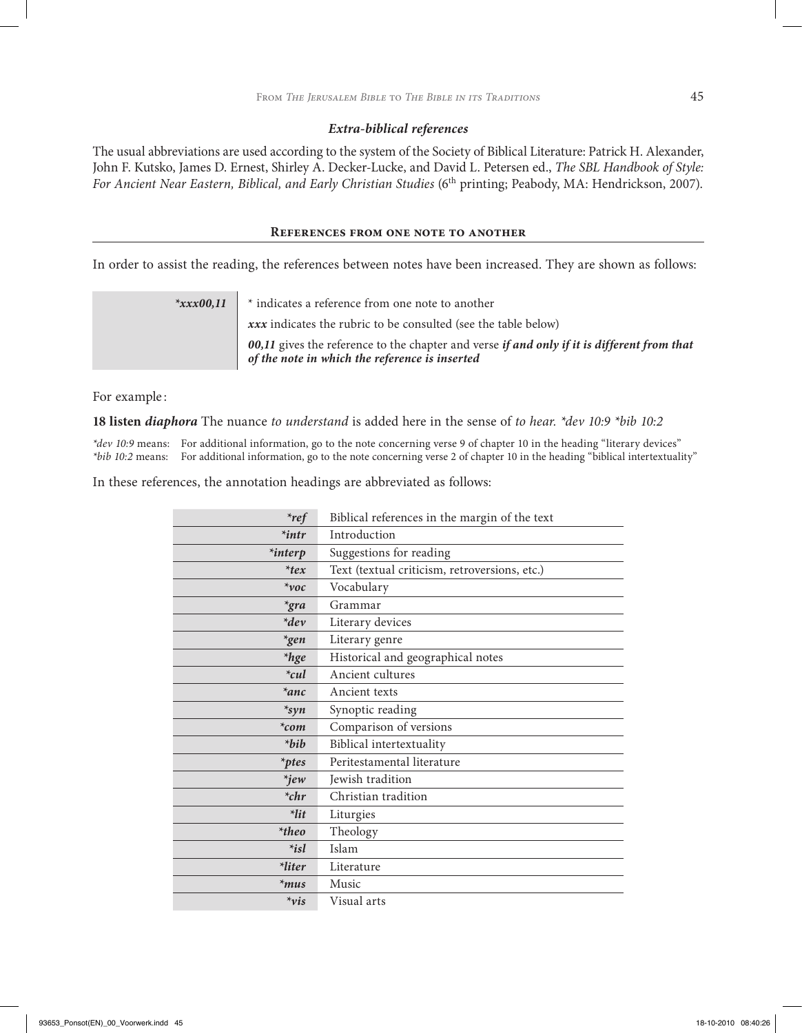### *Extra-biblical references*

The usual abbreviations are used according to the system of the Society of Biblical Literature: Patrick H. Alexander, John F. Kutsko, James D. Ernest, Shirley A. Decker-Lucke, and David L. Petersen ed., *The SBL Handbook of Style: For Ancient Near Eastern, Biblical, and Early Christian Studies* (6th printing; Peabody, MA: Hendrickson, 2007).

## References from one note to another

In order to assist the reading, the references between notes have been increased. They are shown as follows:

| | |
|---|---|
| ***xxx00,11*** | * indicates a reference from one note to another<br>***xxx*** indicates the rubric to be consulted (see the table below)<br>***00,11*** gives the reference to the chapter and verse ***if and only if it is different from that of the note in which the reference is inserted*** |

For example:

**18 listen *diaphora*** The nuance *to understand* is added here in the sense of *to hear. *dev 10:9 *bib 10:2*

*\*dev 10:9* means: For additional information, go to the note concerning verse 9 of chapter 10 in the heading "literary devices"
*\*bib 10:2* means: For additional information, go to the note concerning verse 2 of chapter 10 in the heading "biblical intertextuality"

In these references, the annotation headings are abbreviated as follows:

| | |
|---|---|
| ***ref*** | Biblical references in the margin of the text |
| ***intr*** | Introduction |
| ***interp*** | Suggestions for reading |
| ***tex*** | Text (textual criticism, retroversions, etc.) |
| ***voc*** | Vocabulary |
| ***gra*** | Grammar |
| ***dev*** | Literary devices |
| ***gen*** | Literary genre |
| ***hge*** | Historical and geographical notes |
| ***cul*** | Ancient cultures |
| ***anc*** | Ancient texts |
| ***syn*** | Synoptic reading |
| ***com*** | Comparison of versions |
| ***bib*** | Biblical intertextuality |
| ***ptes*** | Peritestamental literature |
| ***jew*** | Jewish tradition |
| ***chr*** | Christian tradition |
| ***lit*** | Liturgies |
| ***theo*** | Theology |
| ***isl*** | Islam |
| ***liter*** | Literature |
| ***mus*** | Music |
| ***vis*** | Visual arts |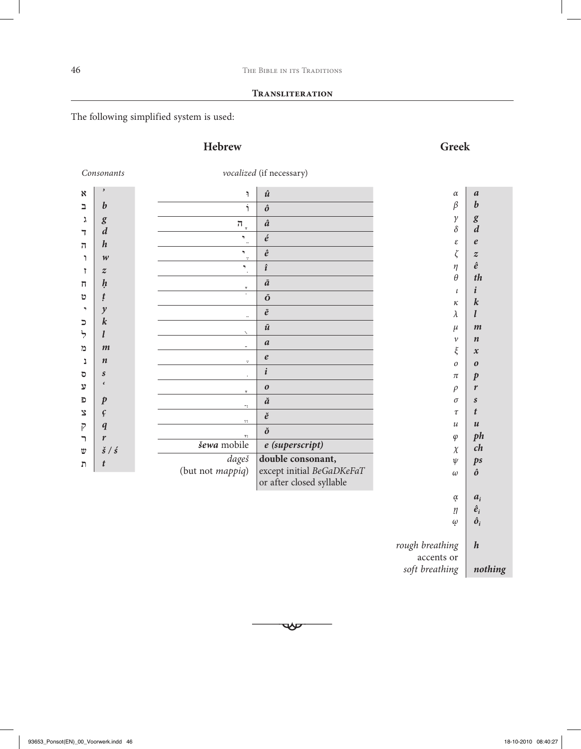## Transliteration

The following simplified system is used:

### Hebrew

*Consonants*

| | |
|---|---|
| א | ʼ |
| ב | *b* |
| ג | *g* |
| ד | *d* |
| ה | *h* |
| ו | *w* |
| ז | *z* |
| ח | *ḥ* |
| ט | *ṭ* |
| י | *y* |
| כ | *k* |
| ל | *l* |
| מ | *m* |
| נ | *n* |
| ס | *s* |
| ע | ʻ |
| פ | *p* |
| צ | *ç* |
| ק | *q* |
| ר | *r* |
| ש | *š / ś* |
| ת | *t* |

*vocalized* (if necessary)

| | |
|---|---|
| וּ | ***û*** |
| וֹ | ***ô*** |
| הָ | ***â*** |
| ֵי | ***é*** |
| ֶי | ***ê*** |
| ִי | ***î*** |
| ָ | ***ā*** |
| ֹ | ***ō*** |
| ֵ | ***ē*** |
| ֻ | ***ū*** |
| ַ | ***a*** |
| ֶ | ***e*** |
| ִ | ***i*** |
| ָ | ***o*** |
| ֲ | ***ă*** |
| ֱ | ***ĕ*** |
| ֳ | ***ŏ*** |
| ***šewa*** mobile | ***e (superscript)*** |
| *dageš* (but not *mappiq*) | **double consonant,** except initial *BeGaDKeFaT* or after closed syllable |

### Greek

| | |
|---|---|
| α | ***a*** |
| β | ***b*** |
| γ | ***g*** |
| δ | ***d*** |
| ε | ***e*** |
| ζ | ***z*** |
| η | ***ê*** |
| θ | ***th*** |
| ι | ***i*** |
| κ | ***k*** |
| λ | ***l*** |
| μ | ***m*** |
| ν | ***n*** |
| ξ | ***x*** |
| ο | ***o*** |
| π | ***p*** |
| ρ | ***r*** |
| σ | ***s*** |
| τ | ***t*** |
| υ | ***u*** |
| φ | ***ph*** |
| χ | ***ch*** |
| ψ | ***ps*** |
| ω | ***ô*** |
| ᾳ | $\boldsymbol{a_i}$ |
| ῃ | $\boldsymbol{\hat{e}_i}$ |
| ῳ | $\boldsymbol{\hat{o}_i}$ |
| *rough breathing* | ***h*** |
| accents or *soft breathing* | ***nothing*** |